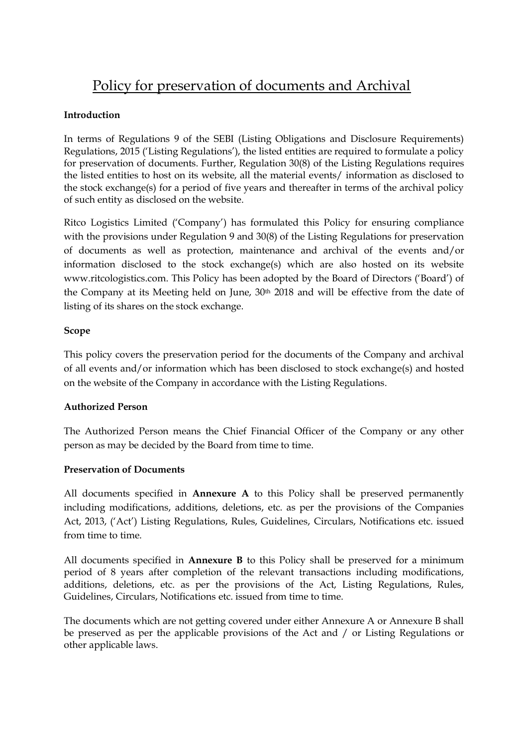# Policy for preservation of documents and Archival

**Introduction**

In terms of Regulations 9 of the SEBI (Listing Obligations and Disclosure Requirements) Regulations, 2015 ('Listing Regulations'), the listed entities are required to formulate a policy for preservation of documents. Further, Regulation 30(8) of the Listing Regulations requires the listed entities to host on its website, all the material events/ information as disclosed to the stock exchange(s) for a period of five years and thereafter in terms of the archival policy of such entity as disclosed on the website.

Ritco Logistics Limited ('Company') has formulated this Policy for ensuring compliance with the provisions under Regulation 9 and 30(8) of the Listing Regulations for preservation of documents as well as protection, maintenance and archival of the events and/or information disclosed to the stock exchange(s) which are also hosted on its website www.ritcologistics.com. This Policy has been adopted by the Board of Directors ('Board') of the Company at its Meeting held on June, 30th 2018 and will be effective from the date of listing of its shares on the stock exchange.

**Scope**

This policy covers the preservation period for the documents of the Company and archival of all events and/or information which has been disclosed to stock exchange(s) and hosted on the website of the Company in accordance with the Listing Regulations.

**Authorized Person**

The Authorized Person means the Chief Financial Officer of the Company or any other person as may be decided by the Board from time to time.

**Preservation of Documents**

All documents specified in **Annexure A** to this Policy shall be preserved permanently including modifications, additions, deletions, etc. as per the provisions of the Companies Act, 2013, ('Act') Listing Regulations, Rules, Guidelines, Circulars, Notifications etc. issued from time to time.

All documents specified in **Annexure B** to this Policy shall be preserved for a minimum period of 8 years after completion of the relevant transactions including modifications, additions, deletions, etc. as per the provisions of the Act, Listing Regulations, Rules, Guidelines, Circulars, Notifications etc. issued from time to time.

The documents which are not getting covered under either Annexure A or Annexure B shall be preserved as per the applicable provisions of the Act and / or Listing Regulations or other applicable laws.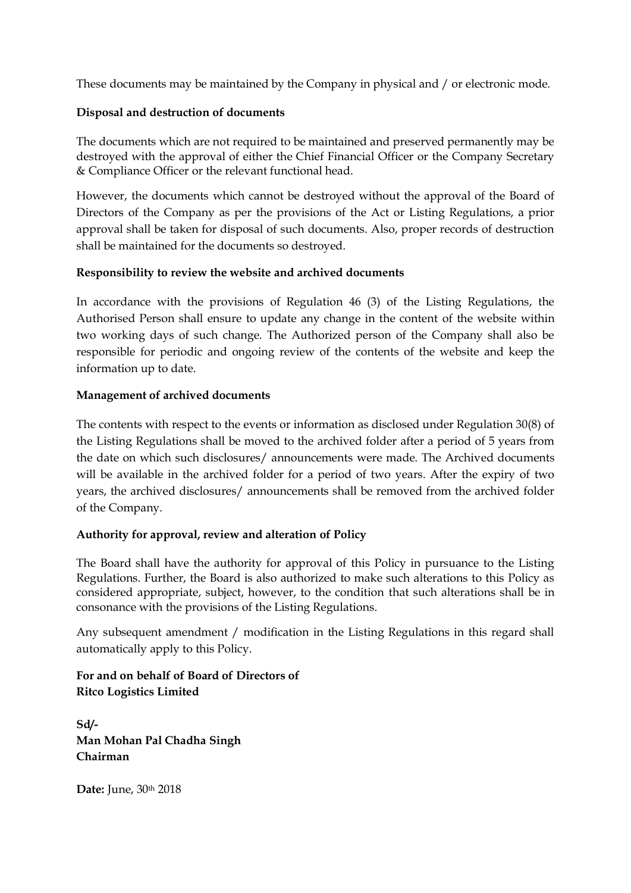These documents may be maintained by the Company in physical and / or electronic mode.

**Disposal and destruction of documents**

The documents which are not required to be maintained and preserved permanently may be destroyed with the approval of either the Chief Financial Officer or the Company Secretary & Compliance Officer or the relevant functional head.

However, the documents which cannot be destroyed without the approval of the Board of Directors of the Company as per the provisions of the Act or Listing Regulations, a prior approval shall be taken for disposal of such documents. Also, proper records of destruction shall be maintained for the documents so destroyed.

**Responsibility to review the website and archived documents**

In accordance with the provisions of Regulation 46 (3) of the Listing Regulations, the Authorised Person shall ensure to update any change in the content of the website within two working days of such change. The Authorized person of the Company shall also be responsible for periodic and ongoing review of the contents of the website and keep the information up to date.

**Management of archived documents**

The contents with respect to the events or information as disclosed under Regulation 30(8) of the Listing Regulations shall be moved to the archived folder after a period of 5 years from the date on which such disclosures/ announcements were made. The Archived documents will be available in the archived folder for a period of two years. After the expiry of two years, the archived disclosures/ announcements shall be removed from the archived folder of the Company.

**Authority for approval, review and alteration of Policy**

The Board shall have the authority for approval of this Policy in pursuance to the Listing Regulations. Further, the Board is also authorized to make such alterations to this Policy as considered appropriate, subject, however, to the condition that such alterations shall be in consonance with the provisions of the Listing Regulations.

Any subsequent amendment / modification in the Listing Regulations in this regard shall automatically apply to this Policy.

**For and on behalf of Board of Directors of**
**Ritco Logistics Limited**

**Sd/-**
**Man Mohan Pal Chadha Singh**
**Chairman**

**Date:** June, 30th 2018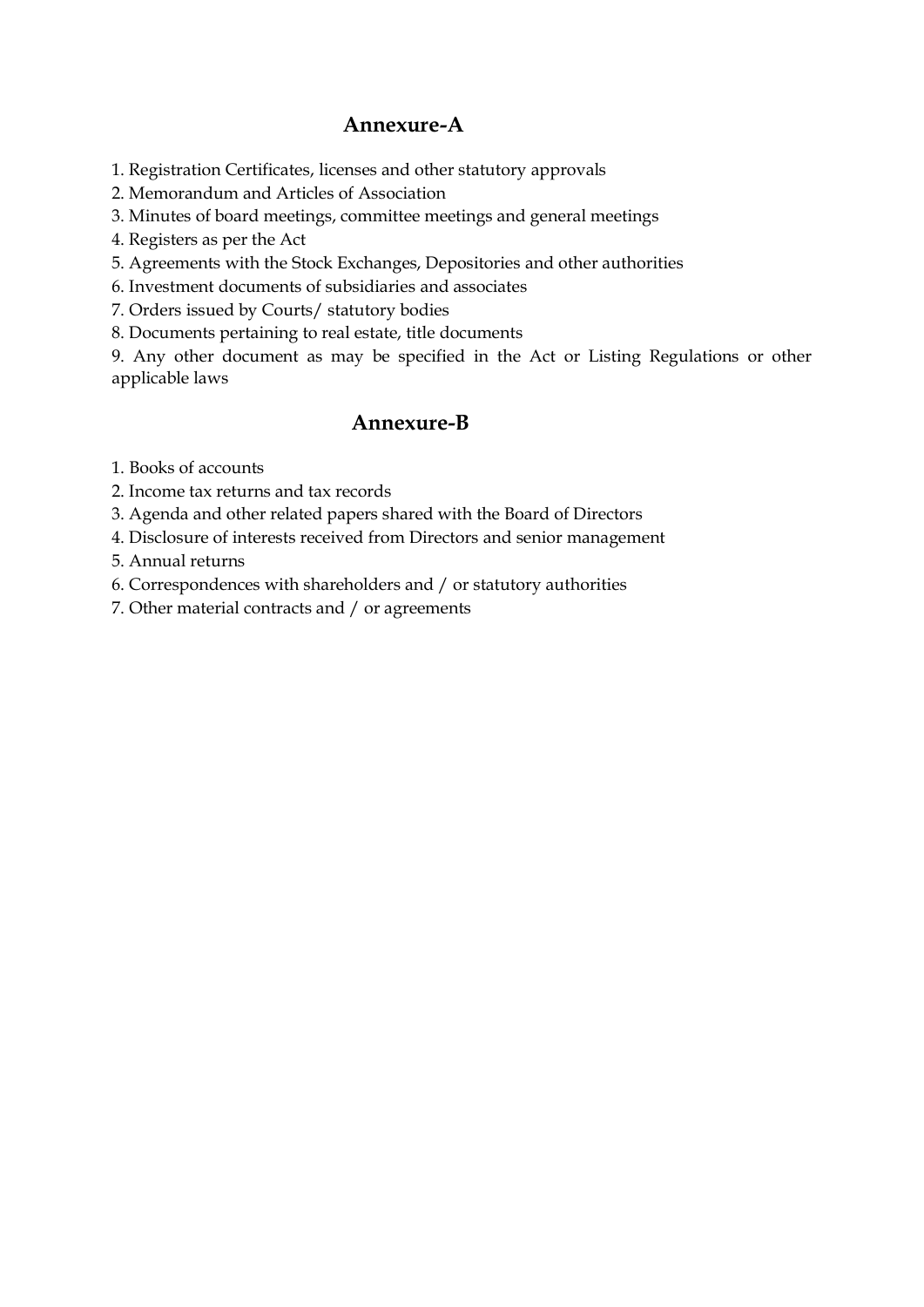## Annexure-A

1. Registration Certificates, licenses and other statutory approvals
2. Memorandum and Articles of Association
3. Minutes of board meetings, committee meetings and general meetings
4. Registers as per the Act
5. Agreements with the Stock Exchanges, Depositories and other authorities
6. Investment documents of subsidiaries and associates
7. Orders issued by Courts/ statutory bodies
8. Documents pertaining to real estate, title documents
9. Any other document as may be specified in the Act or Listing Regulations or other applicable laws

## Annexure-B

1. Books of accounts
2. Income tax returns and tax records
3. Agenda and other related papers shared with the Board of Directors
4. Disclosure of interests received from Directors and senior management
5. Annual returns
6. Correspondences with shareholders and / or statutory authorities
7. Other material contracts and / or agreements